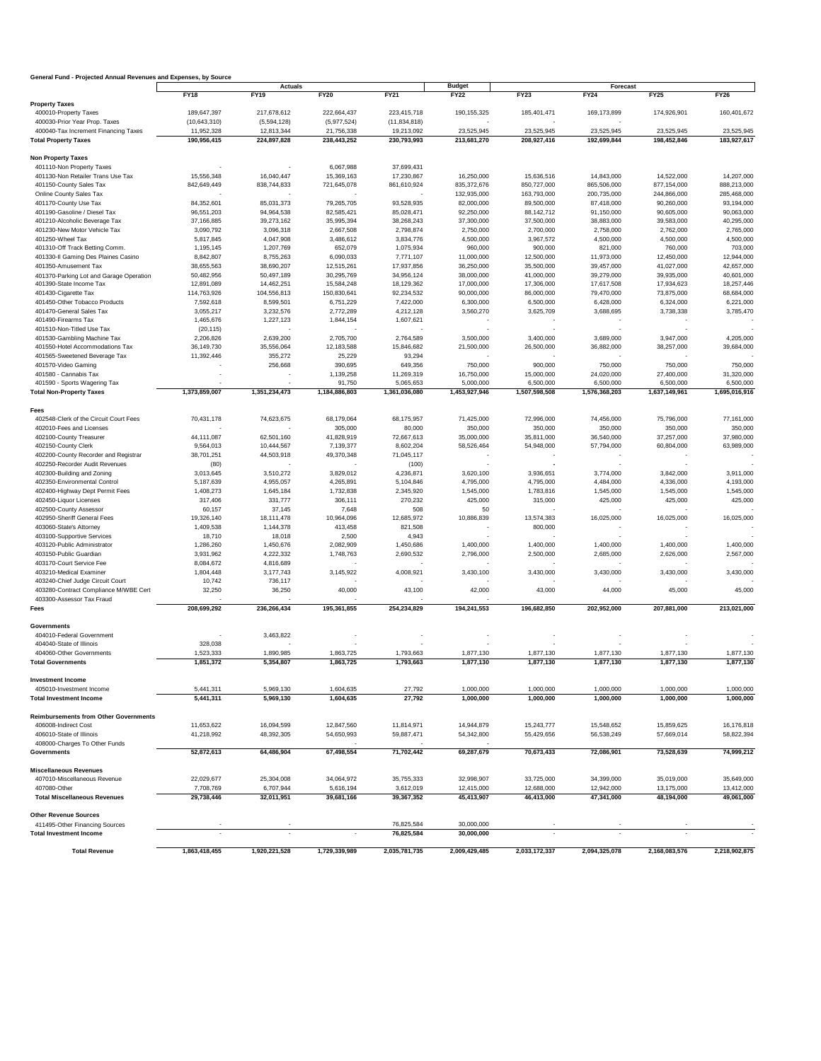**General Fund - Projected Annual Revenues and Expenses, by Source**

| | Actuals | | | | Budget | Forecast | | | |
|---|---|---|---|---|---|---|---|---|---|
| | FY18 | FY19 | FY20 | FY21 | FY22 | FY23 | FY24 | FY25 | FY26 |
| **Property Taxes** | | | | | | | | | |
| 400010-Property Taxes | 189,647,397 | 217,678,612 | 222,664,437 | 223,415,718 | 190,155,325 | 185,401,471 | 169,173,899 | 174,926,901 | 160,401,672 |
| 400030-Prior Year Prop. Taxes | (10,643,310) | (5,594,128) | (5,977,524) | (11,834,818) | - | - | - | | |
| 400040-Tax Increment Financing Taxes | 11,952,328 | 12,813,344 | 21,756,338 | 19,213,092 | 23,525,945 | 23,525,945 | 23,525,945 | 23,525,945 | 23,525,945 |
| **Total Property Taxes** | **190,956,415** | **224,897,828** | **238,443,252** | **230,793,993** | **213,681,270** | **208,927,416** | **192,699,844** | **198,452,846** | **183,927,617** |
| **Non Property Taxes** | | | | | | | | | |
| 401110-Non Property Taxes | - | - | 6,067,988 | 37,699,431 | | | | | |
| 401130-Non Retailer Trans Use Tax | 15,556,348 | 16,040,447 | 15,369,163 | 17,230,867 | 16,250,000 | 15,636,516 | 14,843,000 | 14,522,000 | 14,207,000 |
| 401150-County Sales Tax | 842,649,449 | 838,744,833 | 721,645,078 | 861,610,924 | 835,372,676 | 850,727,000 | 865,506,000 | 877,154,000 | 888,213,000 |
| Online County Sales Tax | - | - | - | - | 132,935,000 | 163,793,000 | 200,735,000 | 244,866,000 | 285,468,000 |
| 401170-County Use Tax | 84,352,601 | 85,031,373 | 79,265,705 | 93,528,935 | 82,000,000 | 89,500,000 | 87,418,000 | 90,260,000 | 93,194,000 |
| 401190-Gasoline / Diesel Tax | 96,551,203 | 94,964,538 | 82,585,421 | 85,028,471 | 92,250,000 | 88,142,712 | 91,150,000 | 90,605,000 | 90,063,000 |
| 401210-Alcoholic Beverage Tax | 37,166,885 | 39,273,162 | 35,995,394 | 38,268,243 | 37,300,000 | 37,500,000 | 38,883,000 | 39,583,000 | 40,295,000 |
| 401230-New Motor Vehicle Tax | 3,090,792 | 3,096,318 | 2,667,508 | 2,798,874 | 2,750,000 | 2,700,000 | 2,758,000 | 2,762,000 | 2,765,000 |
| 401250-Wheel Tax | 5,817,845 | 4,047,908 | 3,486,612 | 3,834,776 | 4,500,000 | 3,967,572 | 4,500,000 | 4,500,000 | 4,500,000 |
| 401310-Off Track Betting Comm. | 1,195,145 | 1,207,769 | 652,079 | 1,075,934 | 960,000 | 900,000 | 821,000 | 760,000 | 703,000 |
| 401330-Il Gaming Des Plaines Casino | 8,842,807 | 8,755,263 | 6,090,033 | 7,771,107 | 11,000,000 | 12,500,000 | 11,973,000 | 12,450,000 | 12,944,000 |
| 401350-Amusement Tax | 38,655,563 | 38,690,207 | 12,515,261 | 17,937,856 | 36,250,000 | 35,500,000 | 39,457,000 | 41,027,000 | 42,657,000 |
| 401370-Parking Lot and Garage Operation | 50,482,956 | 50,497,189 | 30,295,769 | 34,956,124 | 38,000,000 | 41,000,000 | 39,279,000 | 39,935,000 | 40,601,000 |
| 401390-State Income Tax | 12,891,089 | 14,462,251 | 15,584,248 | 18,129,362 | 17,000,000 | 17,306,000 | 17,617,508 | 17,934,623 | 18,257,446 |
| 401430-Cigarette Tax | 114,763,926 | 104,556,813 | 150,830,641 | 92,234,532 | 90,000,000 | 86,000,000 | 79,470,000 | 73,875,000 | 68,684,000 |
| 401450-Other Tobacco Products | 7,592,618 | 8,599,501 | 6,751,229 | 7,422,000 | 6,300,000 | 6,500,000 | 6,428,000 | 6,324,000 | 6,221,000 |
| 401470-General Sales Tax | 3,055,217 | 3,232,576 | 2,772,289 | 4,212,128 | 3,560,270 | 3,625,709 | 3,688,695 | 3,738,338 | 3,785,470 |
| 401490-Firearms Tax | 1,465,676 | 1,227,123 | 1,844,154 | 1,607,621 | - | - | - | - | - |
| 401510-Non-Titled Use Tax | (20,115) | - | - | - | - | - | - | - | - |
| 401530-Gambling Machine Tax | 2,206,826 | 2,639,200 | 2,705,700 | 2,764,589 | 3,500,000 | 3,400,000 | 3,689,000 | 3,947,000 | 4,205,000 |
| 401550-Hotel Accommodations Tax | 36,149,730 | 35,556,064 | 12,183,588 | 15,846,682 | 21,500,000 | 26,500,000 | 36,882,000 | 38,257,000 | 39,684,000 |
| 401565-Sweetened Beverage Tax | 11,392,446 | 355,272 | 25,229 | 93,294 | - | - | - | - | - |
| 401570-Video Gaming | - | 256,668 | 390,695 | 649,356 | 750,000 | 900,000 | 750,000 | 750,000 | 750,000 |
| 401580 - Cannabis Tax | - | - | 1,139,258 | 11,269,319 | 16,750,000 | 15,000,000 | 24,020,000 | 27,400,000 | 31,320,000 |
| 401590 - Sports Wagering Tax | - | - | 91,750 | 5,065,653 | 5,000,000 | 6,500,000 | 6,500,000 | 6,500,000 | 6,500,000 |
| **Total Non-Property Taxes** | **1,373,859,007** | **1,351,234,473** | **1,184,886,803** | **1,361,036,080** | **1,453,927,946** | **1,507,598,508** | **1,576,368,203** | **1,637,149,961** | **1,695,016,916** |
| **Fees** | | | | | | | | | |
| 402548-Clerk of the Circuit Court Fees | 70,431,178 | 74,623,675 | 68,179,064 | 68,175,957 | 71,425,000 | 72,996,000 | 74,456,000 | 75,796,000 | 77,161,000 |
| 402010-Fees and Licenses | - | - | 305,000 | 80,000 | 350,000 | 350,000 | 350,000 | 350,000 | 350,000 |
| 402100-County Treasurer | 44,111,087 | 62,501,160 | 41,828,919 | 72,667,613 | 35,000,000 | 35,811,000 | 36,540,000 | 37,257,000 | 37,980,000 |
| 402150-County Clerk | 9,564,013 | 10,444,567 | 7,139,377 | 8,602,204 | 58,526,464 | 54,948,000 | 57,794,000 | 60,804,000 | 63,989,000 |
| 402200-County Recorder and Registrar | 38,701,251 | 44,503,918 | 49,370,348 | 71,045,117 | - | - | - | - | - |
| 402250-Recorder Audit Revenues | (80) | - | - | (100) | - | - | - | - | - |
| 402300-Building and Zoning | 3,013,645 | 3,510,272 | 3,829,012 | 4,236,871 | 3,620,100 | 3,936,651 | 3,774,000 | 3,842,000 | 3,911,000 |
| 402350-Environmental Control | 5,187,639 | 4,955,057 | 4,265,891 | 5,104,846 | 4,795,000 | 4,795,000 | 4,484,000 | 4,336,000 | 4,193,000 |
| 402400-Highway Dept Permit Fees | 1,408,273 | 1,645,184 | 1,732,838 | 2,345,920 | 1,545,000 | 1,783,816 | 1,545,000 | 1,545,000 | 1,545,000 |
| 402450-Liquor Licenses | 317,406 | 331,777 | 306,111 | 270,232 | 425,000 | 315,000 | 425,000 | 425,000 | 425,000 |
| 402500-County Assessor | 60,157 | 37,145 | 7,648 | 508 | 50 | - | - | - | - |
| 402950-Sheriff General Fees | 19,326,140 | 18,111,478 | 10,964,096 | 12,685,972 | 10,886,839 | 13,574,383 | 16,025,000 | 16,025,000 | 16,025,000 |
| 403060-State's Attorney | 1,409,538 | 1,144,378 | 413,458 | 821,508 | - | 800,000 | - | - | - |
| 403100-Supportive Services | 18,710 | 18,018 | 2,500 | 4,943 | - | - | - | - | - |
| 403120-Public Administrator | 1,286,260 | 1,450,676 | 2,082,909 | 1,450,686 | 1,400,000 | 1,400,000 | 1,400,000 | 1,400,000 | 1,400,000 |
| 403150-Public Guardian | 3,931,962 | 4,222,332 | 1,748,763 | 2,690,532 | 2,796,000 | 2,500,000 | 2,685,000 | 2,626,000 | 2,567,000 |
| 403170-Court Service Fee | 8,084,672 | 4,816,689 | - | - | - | - | - | - | - |
| 403210-Medical Examiner | 1,804,448 | 3,177,743 | 3,145,922 | 4,008,921 | 3,430,100 | 3,430,000 | 3,430,000 | 3,430,000 | 3,430,000 |
| 403240-Chief Judge Circuit Court | 10,742 | 736,117 | - | - | - | - | - | - | - |
| 403280-Contract Compliance M/WBE Cert | 32,250 | 36,250 | 40,000 | 43,100 | 42,000 | 43,000 | 44,000 | 45,000 | 45,000 |
| 403300-Assessor Tax Fraud | - | - | - | - | - | | | | |
| **Fees** | **208,699,292** | **236,266,434** | **195,361,855** | **254,234,829** | **194,241,553** | **196,682,850** | **202,952,000** | **207,881,000** | **213,021,000** |
| **Governments** | | | | | | | | | |
| 404010-Federal Government | - | 3,463,822 | - | - | - | - | - | - | - |
| 404040-State of Illinois | 328,038 | - | - | - | - | - | - | - | - |
| 404060-Other Governments | 1,523,333 | 1,890,985 | 1,863,725 | 1,793,663 | 1,877,130 | 1,877,130 | 1,877,130 | 1,877,130 | 1,877,130 |
| **Total Governments** | **1,851,372** | **5,354,807** | **1,863,725** | **1,793,663** | **1,877,130** | **1,877,130** | **1,877,130** | **1,877,130** | **1,877,130** |
| **Investment Income** | | | | | | | | | |
| 405010-Investment Income | 5,441,311 | 5,969,130 | 1,604,635 | 27,792 | 1,000,000 | 1,000,000 | 1,000,000 | 1,000,000 | 1,000,000 |
| **Total Investment Income** | **5,441,311** | **5,969,130** | **1,604,635** | **27,792** | **1,000,000** | **1,000,000** | **1,000,000** | **1,000,000** | **1,000,000** |
| **Reimbursements from Other Governments** | | | | | | | | | |
| 406008-Indirect Cost | 11,653,622 | 16,094,599 | 12,847,560 | 11,814,971 | 14,944,879 | 15,243,777 | 15,548,652 | 15,859,625 | 16,176,818 |
| 406010-State of Illinois | 41,218,992 | 48,392,305 | 54,650,993 | 59,887,471 | 54,342,800 | 55,429,656 | 56,538,249 | 57,669,014 | 58,822,394 |
| 408000-Charges To Other Funds | - | - | - | - | - | | | | |
| **Governments** | **52,872,613** | **64,486,904** | **67,498,554** | **71,702,442** | **69,287,679** | **70,673,433** | **72,086,901** | **73,528,639** | **74,999,212** |
| **Miscellaneous Revenues** | | | | | | | | | |
| 407010-Miscellaneous Revenue | 22,029,677 | 25,304,008 | 34,064,972 | 35,755,333 | 32,998,907 | 33,725,000 | 34,399,000 | 35,019,000 | 35,649,000 |
| 407080-Other | 7,708,769 | 6,707,944 | 5,616,194 | 3,612,019 | 12,415,000 | 12,688,000 | 12,942,000 | 13,175,000 | 13,412,000 |
| **Total Miscellaneous Revenues** | **29,738,446** | **32,011,951** | **39,681,166** | **39,367,352** | **45,413,907** | **46,413,000** | **47,341,000** | **48,194,000** | **49,061,000** |
| **Other Revenue Sources** | | | | | | | | | |
| 411495-Other Financing Sources | - | - | - | 76,825,584 | 30,000,000 | - | - | - | - |
| **Total Investment Income** | - | - | - | **76,825,584** | **30,000,000** | - | - | - | - |
| **Total Revenue** | **1,863,418,455** | **1,920,221,528** | **1,729,339,989** | **2,035,781,735** | **2,009,429,485** | **2,033,172,337** | **2,094,325,078** | **2,168,083,576** | **2,218,902,875** |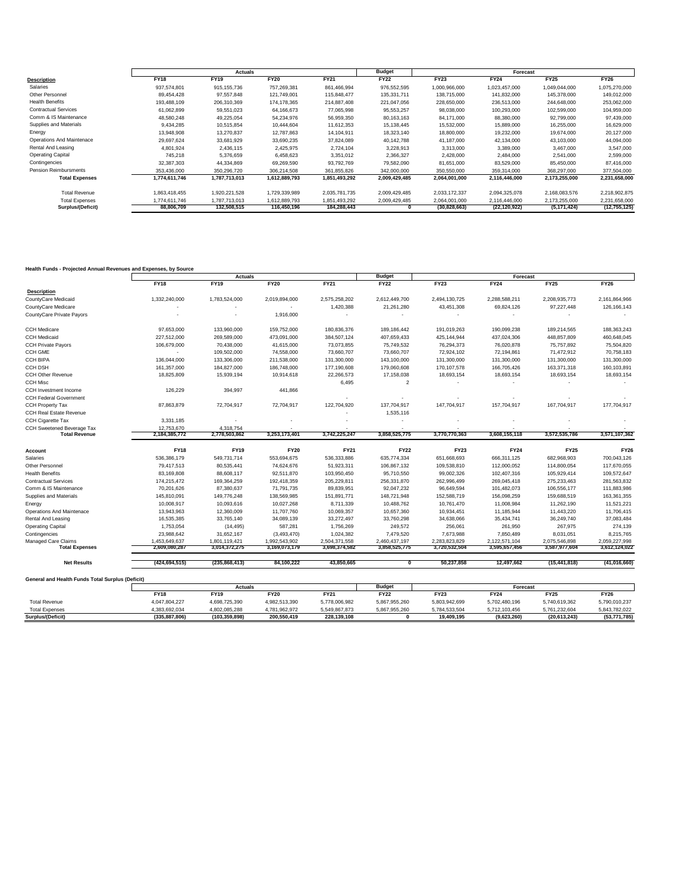| | Actuals | | | | Budget | Forecast | | | |
|---|---|---|---|---|---|---|---|---|---|
| **Description** | **FY18** | **FY19** | **FY20** | **FY21** | **FY22** | **FY23** | **FY24** | **FY25** | **FY26** |
| Salaries | 937,574,801 | 915,155,736 | 757,269,381 | 861,466,994 | 976,552,595 | 1,000,966,000 | 1,023,457,000 | 1,049,044,000 | 1,075,270,000 |
| Other Personnel | 89,454,428 | 97,557,848 | 121,749,001 | 115,848,477 | 135,331,711 | 138,715,000 | 141,832,000 | 145,378,000 | 149,012,000 |
| Health Benefits | 193,488,109 | 206,310,369 | 174,178,365 | 214,887,408 | 221,047,056 | 228,650,000 | 236,513,000 | 244,648,000 | 253,062,000 |
| Contractual Services | 61,062,899 | 59,551,023 | 64,166,673 | 77,065,998 | 95,553,257 | 98,038,000 | 100,293,000 | 102,599,000 | 104,959,000 |
| Comm & IS Maintenance | 48,580,248 | 49,225,054 | 54,234,976 | 56,959,350 | 80,163,163 | 84,171,000 | 88,380,000 | 92,799,000 | 97,439,000 |
| Supplies and Materials | 9,434,285 | 10,515,854 | 10,444,604 | 11,612,353 | 15,138,445 | 15,532,000 | 15,889,000 | 16,255,000 | 16,629,000 |
| Energy | 13,948,908 | 13,270,837 | 12,787,863 | 14,104,911 | 18,323,140 | 18,800,000 | 19,232,000 | 19,674,000 | 20,127,000 |
| Operations And Maintenace | 29,697,624 | 33,681,929 | 33,690,235 | 37,824,089 | 40,142,788 | 41,187,000 | 42,134,000 | 43,103,000 | 44,094,000 |
| Rental And Leasing | 4,801,924 | 2,436,115 | 2,425,975 | 2,724,104 | 3,228,913 | 3,313,000 | 3,389,000 | 3,467,000 | 3,547,000 |
| Operating Capital | 745,218 | 5,376,659 | 6,458,623 | 3,351,012 | 2,366,327 | 2,428,000 | 2,484,000 | 2,541,000 | 2,599,000 |
| Contingencies | 32,387,303 | 44,334,869 | 69,269,590 | 93,792,769 | 79,582,090 | 81,651,000 | 83,529,000 | 85,450,000 | 87,416,000 |
| Pension Reimbursments | 353,436,000 | 350,296,720 | 306,214,508 | 361,855,826 | 342,000,000 | 350,550,000 | 359,314,000 | 368,297,000 | 377,504,000 |
| **Total Expenses** | **1,774,611,746** | **1,787,713,013** | **1,612,889,793** | **1,851,493,292** | **2,009,429,485** | **2,064,001,000** | **2,116,446,000** | **2,173,255,000** | **2,231,658,000** |
| | | | | | | | | | |
| Total Revenue | 1,863,418,455 | 1,920,221,528 | 1,729,339,989 | 2,035,781,735 | 2,009,429,485 | 2,033,172,337 | 2,094,325,078 | 2,168,083,576 | 2,218,902,875 |
| Total Expenses | 1,774,611,746 | 1,787,713,013 | 1,612,889,793 | 1,851,493,292 | 2,009,429,485 | 2,064,001,000 | 2,116,446,000 | 2,173,255,000 | 2,231,658,000 |
| **Surplus/(Deficit)** | **88,806,709** | **132,508,515** | **116,450,196** | **184,288,443** | **0** | **(30,828,663)** | **(22,120,922)** | **(5,171,424)** | **(12,755,125)** |

**Health Funds - Projected Annual Revenues and Expenses, by Source**

| | Actuals | | | | Budget | Forecast | | | |
|---|---|---|---|---|---|---|---|---|---|
| | **FY18** | **FY19** | **FY20** | **FY21** | **FY22** | **FY23** | **FY24** | **FY25** | **FY26** |
| **Description** | | | | | | | | | |
| CountyCare Medicaid | 1,332,240,000 | 1,783,524,000 | 2,019,894,000 | 2,575,258,202 | 2,612,449,700 | 2,494,130,725 | 2,288,588,211 | 2,208,935,773 | 2,161,864,966 |
| CountyCare Medicare | - | - | - | 1,420,388 | 21,261,280 | 43,451,308 | 69,824,126 | 97,227,448 | 126,166,143 |
| CountyCare Private Payors | - | - | 1,916,000 | - | - | - | - | - | - |
| | | | | | | | | | |
| CCH Medicare | 97,653,000 | 133,960,000 | 159,752,000 | 180,836,376 | 189,186,442 | 191,019,263 | 190,099,238 | 189,214,565 | 188,363,243 |
| CCH Medicaid | 227,512,000 | 269,589,000 | 473,091,000 | 384,507,124 | 407,659,433 | 425,144,944 | 437,024,306 | 448,857,809 | 460,648,045 |
| CCH Private Payors | 106,679,000 | 70,438,000 | 41,615,000 | 73,073,855 | 75,749,532 | 76,294,373 | 76,020,878 | 75,757,892 | 75,504,820 |
| CCH GME | - | 109,502,000 | 74,558,000 | 73,660,707 | 73,660,707 | 72,924,102 | 72,194,861 | 71,472,912 | 70,758,183 |
| CCH BIPA | 136,044,000 | 133,306,000 | 211,538,000 | 131,300,000 | 143,100,000 | 131,300,000 | 131,300,000 | 131,300,000 | 131,300,000 |
| CCH DSH | 161,357,000 | 184,827,000 | 186,748,000 | 177,190,608 | 179,060,608 | 170,107,578 | 166,705,426 | 163,371,318 | 160,103,891 |
| CCH Other Revenue | 18,825,809 | 15,939,194 | 10,914,618 | 22,266,573 | 17,158,038 | 18,693,154 | 18,693,154 | 18,693,154 | 18,693,154 |
| CCH Misc | | | | 6,495 | 2 | - | - | - | - |
| CCH Investment Income | 126,229 | 394,997 | 441,866 | | | | | | |
| CCH Federal Government | | | | - | - | - | - | - | - |
| CCH Property Tax | 87,863,879 | 72,704,917 | 72,704,917 | 122,704,920 | 137,704,917 | 147,704,917 | 157,704,917 | 167,704,917 | 177,704,917 |
| CCH Real Estate Revenue | | | | - | 1,535,116 | | | | |
| CCH Cigarette Tax | 3,331,185 | - | - | - | - | - | - | - | - |
| CCH Sweetened Beverage Tax | 12,753,670 | 4,318,754 | - | - | - | - | - | - | - |
| **Total Revenue** | **2,184,385,772** | **2,778,503,862** | **3,253,173,401** | **3,742,225,247** | **3,858,525,775** | **3,770,770,363** | **3,608,155,118** | **3,572,535,786** | **3,571,107,362** |
| | | | | | | | | | |
| **Account** | **FY18** | **FY19** | **FY20** | **FY21** | **FY22** | **FY23** | **FY24** | **FY25** | **FY26** |
| Salaries | 536,386,179 | 549,731,714 | 553,694,675 | 536,333,886 | 635,774,334 | 651,668,693 | 666,311,125 | 682,968,903 | 700,043,126 |
| Other Personnel | 79,417,513 | 80,535,441 | 74,624,676 | 51,923,311 | 106,867,132 | 109,538,810 | 112,000,052 | 114,800,054 | 117,670,055 |
| Health Benefits | 83,169,808 | 88,608,117 | 92,511,870 | 103,950,450 | 95,710,550 | 99,002,326 | 102,407,316 | 105,929,414 | 109,572,647 |
| Contractual Services | 174,215,472 | 169,364,259 | 192,418,359 | 205,229,811 | 256,331,870 | 262,996,499 | 269,045,418 | 275,233,463 | 281,563,832 |
| Comm & IS Maintenance | 70,201,626 | 87,380,637 | 71,791,735 | 89,839,951 | 92,047,232 | 96,649,594 | 101,482,073 | 106,556,177 | 111,883,986 |
| Supplies and Materials | 145,810,091 | 149,776,248 | 138,569,985 | 151,891,771 | 148,721,948 | 152,588,719 | 156,098,259 | 159,688,519 | 163,361,355 |
| Energy | 10,008,917 | 10,093,616 | 10,027,268 | 8,711,339 | 10,488,762 | 10,761,470 | 11,008,984 | 11,262,190 | 11,521,221 |
| Operations And Maintenace | 13,943,963 | 12,360,009 | 11,707,760 | 10,069,357 | 10,657,360 | 10,934,451 | 11,185,944 | 11,443,220 | 11,706,415 |
| Rental And Leasing | 16,535,385 | 33,765,140 | 34,089,139 | 33,272,497 | 33,760,298 | 34,638,066 | 35,434,741 | 36,249,740 | 37,083,484 |
| Operating Capital | 1,753,054 | (14,495) | 587,281 | 1,756,269 | 249,572 | 256,061 | 261,950 | 267,975 | 274,139 |
| Contingencies | 23,988,642 | 31,652,167 | (3,493,470) | 1,024,382 | 7,479,520 | 7,673,988 | 7,850,489 | 8,031,051 | 8,215,765 |
| Managed Care Claims | 1,453,649,637 | 1,801,119,421 | 1,992,543,902 | 2,504,371,558 | 2,460,437,197 | 2,283,823,829 | 2,122,571,104 | 2,075,546,898 | 2,059,227,998 |
| **Total Expenses** | **2,609,080,287** | **3,014,372,275** | **3,169,073,179** | **3,698,374,582** | **3,858,525,775** | **3,720,532,504** | **3,595,657,456** | **3,587,977,604** | **3,612,124,022** |
| | | | | | | | | | |
| **Net Results** | **(424,694,515)** | **(235,868,413)** | **84,100,222** | **43,850,665** | **0** | **50,237,858** | **12,497,662** | **(15,441,818)** | **(41,016,660)** |

**General and Health Funds Total Surplus (Deficit)**

| | Actuals | | | | Budget | Forecast | | | |
|---|---|---|---|---|---|---|---|---|---|
| | **FY18** | **FY19** | **FY20** | **FY21** | **FY22** | **FY23** | **FY24** | **FY25** | **FY26** |
| Total Revenue | 4,047,804,227 | 4,698,725,390 | 4,982,513,390 | 5,778,006,982 | 5,867,955,260 | 5,803,942,699 | 5,702,480,196 | 5,740,619,362 | 5,790,010,237 |
| Total Expenses | 4,383,692,034 | 4,802,085,288 | 4,781,962,972 | 5,549,867,873 | 5,867,955,260 | 5,784,533,504 | 5,712,103,456 | 5,761,232,604 | 5,843,782,022 |
| **Surplus/(Deficit)** | **(335,887,806)** | **(103,359,898)** | **200,550,419** | **228,139,108** | **0** | **19,409,195** | **(9,623,260)** | **(20,613,243)** | **(53,771,785)** |